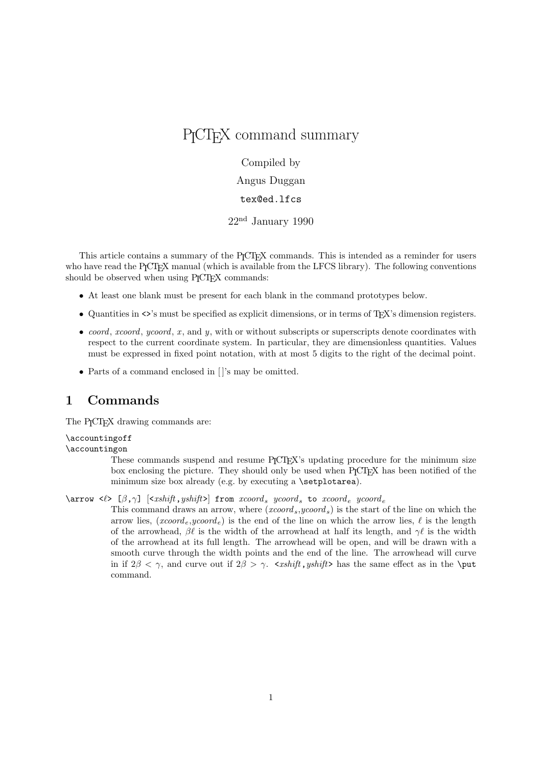# PICTEX command summary

Compiled by

Angus Duggan

`tex@ed.lfcs`

22nd January 1990

This article contains a summary of the PICTEX commands. This is intended as a reminder for users who have read the PICTEX manual (which is available from the LFCS library). The following conventions should be observed when using PICTEX commands:

- At least one blank must be present for each blank in the command prototypes below.
- Quantities in `<>`'s must be specified as explicit dimensions, or in terms of TEX's dimension registers.
- *coord*, *xcoord*, *ycoord*, $x$, and $y$, with or without subscripts or superscripts denote coordinates with respect to the current coordinate system. In particular, they are dimensionless quantities. Values must be expressed in fixed point notation, with at most 5 digits to the right of the decimal point.
- Parts of a command enclosed in [ ]'s may be omitted.

## 1 Commands

The PICTEX drawing commands are:

`\accountingoff`
`\accountingon`

These commands suspend and resume PICTEX's updating procedure for the minimum size box enclosing the picture. They should only be used when PICTEX has been notified of the minimum size box already (e.g. by executing a `\setplotarea`).

`\arrow <`$\ell$`> [`$\beta$`,`$\gamma$`] [<`*xshift*`,`*yshift*`>] from` $xcoord_s$ $ycoord_s$ `to` $xcoord_e$ $ycoord_e$

This command draws an arrow, where ($xcoord_s$,$ycoord_s$) is the start of the line on which the arrow lies, ($xcoord_e$,$ycoord_e$) is the end of the line on which the arrow lies, $\ell$ is the length of the arrowhead, $\beta\ell$ is the width of the arrowhead at half its length, and $\gamma\ell$ is the width of the arrowhead at its full length. The arrowhead will be open, and will be drawn with a smooth curve through the width points and the end of the line. The arrowhead will curve in if $2\beta < \gamma$, and curve out if $2\beta > \gamma$. `<`*xshift*`,`*yshift*`>` has the same effect as in the `\put` command.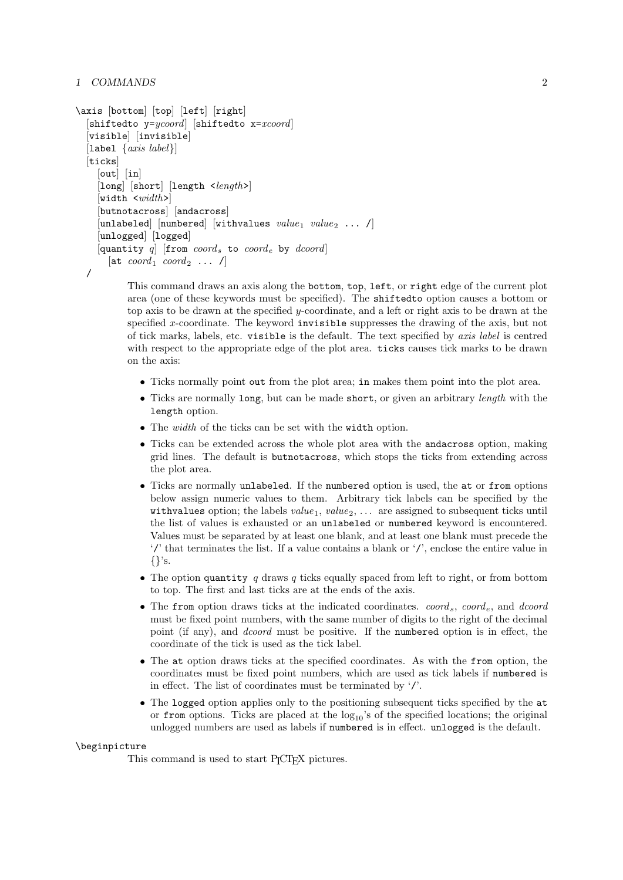```
\axis [bottom] [top] [left] [right]
  [shiftedto y=ycoord] [shiftedto x=xcoord]
  [visible] [invisible]
  [label {axis label}]
  [ticks]
    [out] [in]
    [long] [short] [length <length>]
    [width <width>]
    [butnotacross] [andacross]
    [unlabeled] [numbered] [withvalues value1 value2 ... /]
    [unlogged] [logged]
    [quantity q] [from coords to coorde by dcoord]
      [at coord1 coord2 ... /]
  /
```

This command draws an axis along the `bottom`, `top`, `left`, or `right` edge of the current plot area (one of these keywords must be specified). The `shiftedto` option causes a bottom or top axis to be drawn at the specified $y$-coordinate, and a left or right axis to be drawn at the specified $x$-coordinate. The keyword `invisible` suppresses the drawing of the axis, but not of tick marks, labels, etc. `visible` is the default. The text specified by *axis label* is centred with respect to the appropriate edge of the plot area. `ticks` causes tick marks to be drawn on the axis:

- Ticks normally point `out` from the plot area; `in` makes them point into the plot area.
- Ticks are normally `long`, but can be made `short`, or given an arbitrary *length* with the `length` option.
- The *width* of the ticks can be set with the `width` option.
- Ticks can be extended across the whole plot area with the `andacross` option, making grid lines. The default is `butnotacross`, which stops the ticks from extending across the plot area.
- Ticks are normally `unlabeled`. If the `numbered` option is used, the `at` or `from` options below assign numeric values to them. Arbitrary tick labels can be specified by the `withvalues` option; the labels $value_1$, $value_2$, ... are assigned to subsequent ticks until the list of values is exhausted or an `unlabeled` or `numbered` keyword is encountered. Values must be separated by at least one blank, and at least one blank must precede the '`/`' that terminates the list. If a value contains a blank or '`/`', enclose the entire value in {}'s.
- The option `quantity` $q$ draws $q$ ticks equally spaced from left to right, or from bottom to top. The first and last ticks are at the ends of the axis.
- The `from` option draws ticks at the indicated coordinates. $coord_s$, $coord_e$, and *dcoord* must be fixed point numbers, with the same number of digits to the right of the decimal point (if any), and *dcoord* must be positive. If the `numbered` option is in effect, the coordinate of the tick is used as the tick label.
- The `at` option draws ticks at the specified coordinates. As with the `from` option, the coordinates must be fixed point numbers, which are used as tick labels if `numbered` is in effect. The list of coordinates must be terminated by '`/`'.
- The `logged` option applies only to the positioning subsequent ticks specified by the `at` or `from` options. Ticks are placed at the $\log_{10}$'s of the specified locations; the original unlogged numbers are used as labels if `numbered` is in effect. `unlogged` is the default.

`\beginpicture`

This command is used to start PICTEX pictures.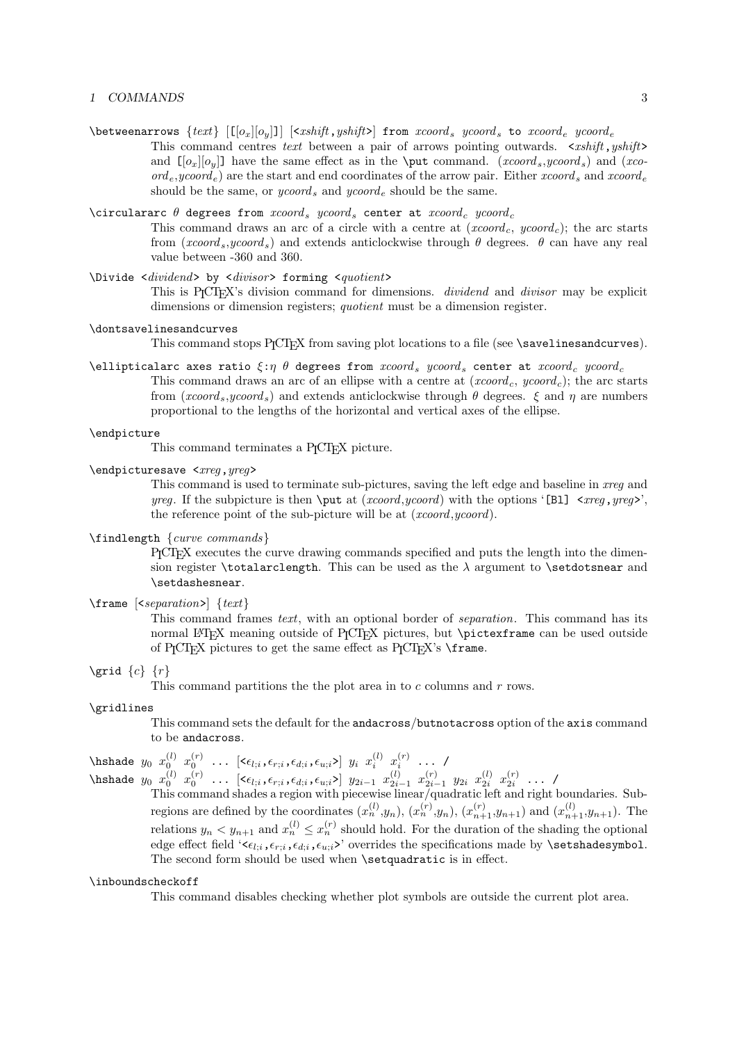\betweenarrows {*text*} [[$o_x$][$o_y$]] [<*xshift*,*yshift*>] from $xcoord_s$ $ycoord_s$ to $xcoord_e$ $ycoord_e$

This command centres *text* between a pair of arrows pointing outwards. <*xshift*,*yshift*> and [[$o_x$][$o_y$]] have the same effect as in the \put command. ($xcoord_s$,$ycoord_s$) and ($xcoord_e$,$ycoord_e$) are the start and end coordinates of the arrow pair. Either $xcoord_s$ and $xcoord_e$ should be the same, or $ycoord_s$ and $ycoord_e$ should be the same.

\circulararc $\theta$ degrees from $xcoord_s$ $ycoord_s$ center at $xcoord_c$ $ycoord_c$

This command draws an arc of a circle with a centre at ($xcoord_c$, $ycoord_c$); the arc starts from ($xcoord_s$,$ycoord_s$) and extends anticlockwise through $\theta$ degrees. $\theta$ can have any real value between -360 and 360.

\Divide <*dividend*> by <*divisor*> forming <*quotient*>

This is PICTEX's division command for dimensions. *dividend* and *divisor* may be explicit dimensions or dimension registers; *quotient* must be a dimension register.

\dontsavelinesandcurves

This command stops PICTEX from saving plot locations to a file (see \savelinesandcurves).

\ellipticalarc axes ratio $\xi$:$\eta$ $\theta$ degrees from $xcoord_s$ $ycoord_s$ center at $xcoord_c$ $ycoord_c$

This command draws an arc of an ellipse with a centre at ($xcoord_c$, $ycoord_c$); the arc starts from ($xcoord_s$,$ycoord_s$) and extends anticlockwise through $\theta$ degrees. $\xi$ and $\eta$ are numbers proportional to the lengths of the horizontal and vertical axes of the ellipse.

\endpicture

This command terminates a PICTEX picture.

\endpicturesave <*xreg*,*yreg*>

This command is used to terminate sub-pictures, saving the left edge and baseline in *xreg* and *yreg*. If the subpicture is then \put at (*xcoord*,*ycoord*) with the options '[Bl] <*xreg*,*yreg*>', the reference point of the sub-picture will be at (*xcoord*,*ycoord*).

\findlength {*curve commands*}

PICTEX executes the curve drawing commands specified and puts the length into the dimension register \totalarclength. This can be used as the $\lambda$ argument to \setdotsnear and \setdashesnear.

\frame [<*separation*>] {*text*}

This command frames *text*, with an optional border of *separation*. This command has its normal LaTeX meaning outside of PICTEX pictures, but \pictexframe can be used outside of PICTEX pictures to get the same effect as PICTEX's \frame.

\grid {*c*} {*r*}

This command partitions the the plot area in to *c* columns and *r* rows.

\gridlines

This command sets the default for the andacross/butnotacross option of the axis command to be andacross.

\hshade $y_0$ $x_0^{(l)}$ $x_0^{(r)}$ ... [<$\epsilon_{l;i}$,$\epsilon_{r;i}$,$\epsilon_{d;i}$,$\epsilon_{u;i}$>] $y_i$ $x_i^{(l)}$ $x_i^{(r)}$ ... /
\hshade $y_0$ $x_0^{(l)}$ $x_0^{(r)}$ ... [<$\epsilon_{l;i}$,$\epsilon_{r;i}$,$\epsilon_{d;i}$,$\epsilon_{u;i}$>] $y_{2i-1}$ $x_{2i-1}^{(l)}$ $x_{2i-1}^{(r)}$ $y_{2i}$ $x_{2i}^{(l)}$ $x_{2i}^{(r)}$ ... /

This command shades a region with piecewise linear/quadratic left and right boundaries. Subregions are defined by the coordinates ($x_n^{(l)}$,$y_n$), ($x_n^{(r)}$,$y_n$), ($x_{n+1}^{(r)}$,$y_{n+1}$) and ($x_{n+1}^{(l)}$,$y_{n+1}$). The relations $y_n < y_{n+1}$ and $x_n^{(l)} \leq x_n^{(r)}$ should hold. For the duration of the shading the optional edge effect field '<$\epsilon_{l;i}$,$\epsilon_{r;i}$,$\epsilon_{d;i}$,$\epsilon_{u;i}$>' overrides the specifications made by \setshadesymbol. The second form should be used when \setquadratic is in effect.

\inboundscheckoff

This command disables checking whether plot symbols are outside the current plot area.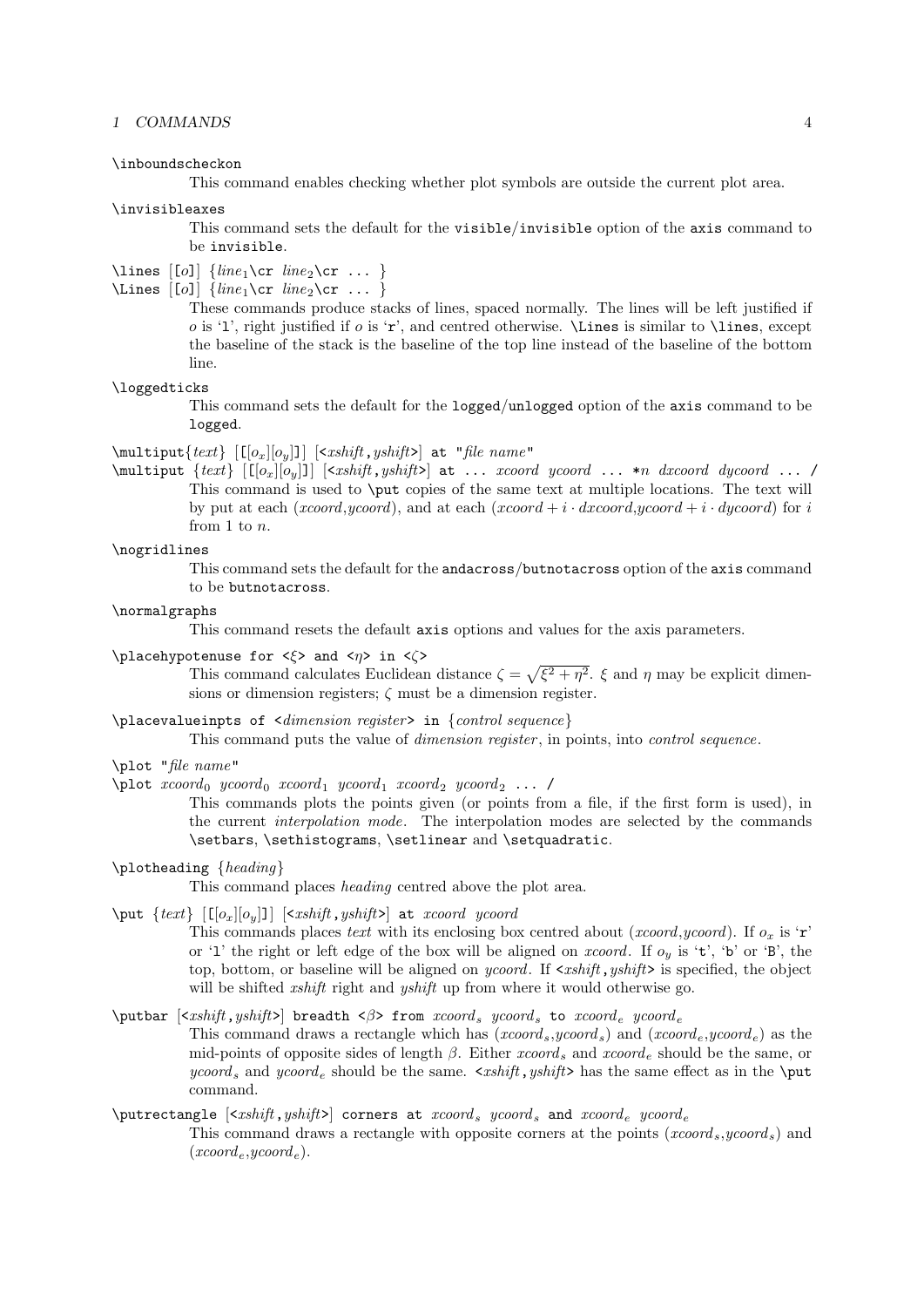`\inboundscheckon`

This command enables checking whether plot symbols are outside the current plot area.

`\invisibleaxes`

This command sets the default for the `visible`/`invisible` option of the `axis` command to be `invisible`.

`\lines` [[*o*]] {*line*$_1$`\cr` *line*$_2$`\cr ...` }
`\Lines` [[*o*]] {*line*$_1$`\cr` *line*$_2$`\cr ...` }

These commands produce stacks of lines, spaced normally. The lines will be left justified if *o* is '`l`', right justified if *o* is '`r`', and centred otherwise. `\Lines` is similar to `\lines`, except the baseline of the stack is the baseline of the top line instead of the baseline of the bottom line.

`\loggedticks`

This command sets the default for the `logged`/`unlogged` option of the `axis` command to be `logged`.

`\multiput`{*text*} [`[`[$o_x$][$o_y$]`]`] [`<`*xshift*`,`*yshift*`>`] `at "`*file name*`"`
`\multiput` {*text*} [`[`[$o_x$][$o_y$]`]`] [`<`*xshift*`,`*yshift*`>`] `at ...` *xcoord ycoord* `...` `*`*n dxcoord dycoord* `... /`

This command is used to `\put` copies of the same text at multiple locations. The text will by put at each (*xcoord*,*ycoord*), and at each ($xcoord + i \cdot dxcoord$,$ycoord + i \cdot dycoord$) for $i$ from 1 to $n$.

`\nogridlines`

This command sets the default for the `andacross`/`butnotacross` option of the `axis` command to be `butnotacross`.

`\normalgraphs`

This command resets the default `axis` options and values for the axis parameters.

`\placehypotenuse for <`$\xi$`> and <`$\eta$`> in <`$\zeta$`>`

This command calculates Euclidean distance $\zeta = \sqrt{\xi^2 + \eta^2}$. $\xi$ and $\eta$ may be explicit dimensions or dimension registers; $\zeta$ must be a dimension register.

`\placevalueinpts of <`*dimension register*`> in` {*control sequence*}

This command puts the value of *dimension register*, in points, into *control sequence*.

`\plot "`*file name*`"`
`\plot` *xcoord*$_0$ *ycoord*$_0$ *xcoord*$_1$ *ycoord*$_1$ *xcoord*$_2$ *ycoord*$_2$ `... /`

This commands plots the points given (or points from a file, if the first form is used), in the current *interpolation mode*. The interpolation modes are selected by the commands `\setbars`, `\sethistograms`, `\setlinear` and `\setquadratic`.

`\plotheading` {*heading*}

This command places *heading* centred above the plot area.

`\put` {*text*} [`[`[$o_x$][$o_y$]`]`] [`<`*xshift*`,`*yshift*`>`] `at` *xcoord ycoord*

This commands places *text* with its enclosing box centred about (*xcoord*,*ycoord*). If $o_x$ is '`r`' or '`l`' the right or left edge of the box will be aligned on *xcoord*. If $o_y$ is '`t`', '`b`' or '`B`', the top, bottom, or baseline will be aligned on *ycoord*. If `<`*xshift*`,`*yshift*`>` is specified, the object will be shifted *xshift* right and *yshift* up from where it would otherwise go.

`\putbar` [`<`*xshift*`,`*yshift*`>`] `breadth <`$\beta$`> from` *xcoord*$_s$ *ycoord*$_s$ `to` *xcoord*$_e$ *ycoord*$_e$

This command draws a rectangle which has (*xcoord*$_s$,*ycoord*$_s$) and (*xcoord*$_e$,*ycoord*$_e$) as the mid-points of opposite sides of length $\beta$. Either *xcoord*$_s$ and *xcoord*$_e$ should be the same, or *ycoord*$_s$ and *ycoord*$_e$ should be the same. `<`*xshift*`,`*yshift*`>` has the same effect as in the `\put` command.

`\putrectangle` [`<`*xshift*`,`*yshift*`>`] `corners at` *xcoord*$_s$ *ycoord*$_s$ `and` *xcoord*$_e$ *ycoord*$_e$

This command draws a rectangle with opposite corners at the points (*xcoord*$_s$,*ycoord*$_s$) and (*xcoord*$_e$,*ycoord*$_e$).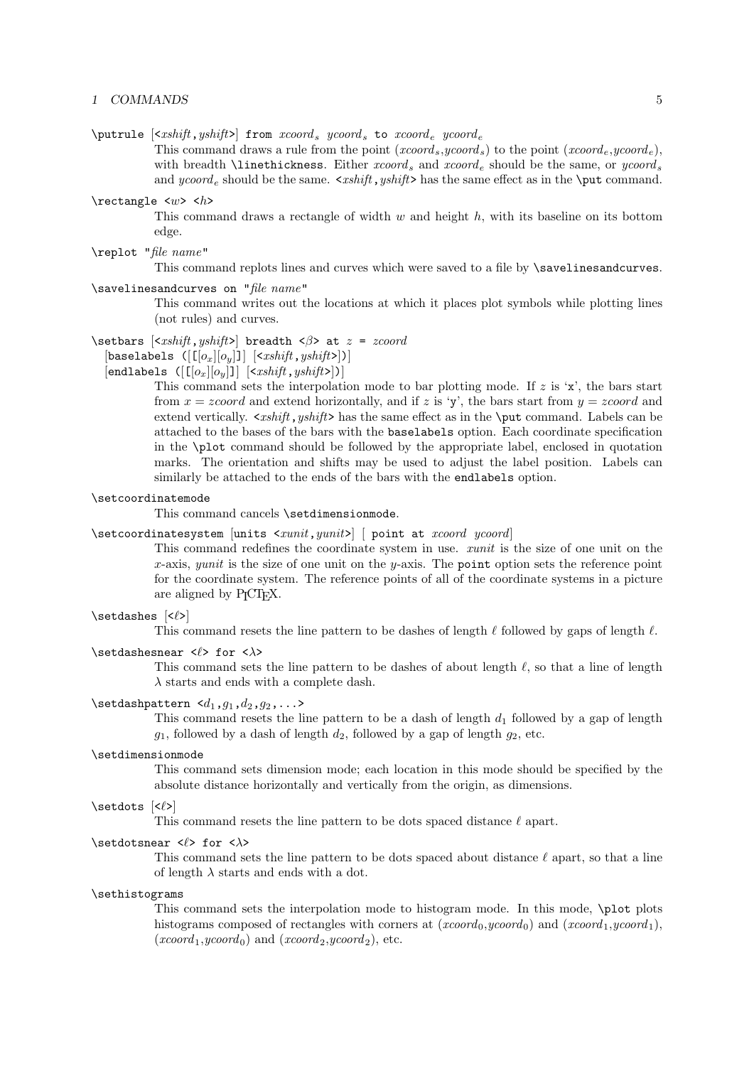`\putrule` [<*xshift*,*yshift*>] `from` $xcoord_s$ $ycoord_s$ `to` $xcoord_e$ $ycoord_e$

This command draws a rule from the point ($xcoord_s$,$ycoord_s$) to the point ($xcoord_e$,$ycoord_e$), with breadth `\linethickness`. Either $xcoord_s$ and $xcoord_e$ should be the same, or $ycoord_s$ and $ycoord_e$ should be the same. <*xshift*,*yshift*> has the same effect as in the `\put` command.

`\rectangle` <*w*> <*h*>

This command draws a rectangle of width $w$ and height $h$, with its baseline on its bottom edge.

`\replot` "*file name*"

This command replots lines and curves which were saved to a file by `\savelinesandcurves`.

`\savelinesandcurves on` "*file name*"

This command writes out the locations at which it places plot symbols while plotting lines (not rules) and curves.

`\setbars` [<*xshift*,*yshift*>] `breadth` <$\beta$> `at` $z$ `=` *zcoord*
[`baselabels` ([`[`$o_x$][$o_y$]`]`] [<*xshift*,*yshift*>])]
[`endlabels` ([`[`$o_x$][$o_y$]`]`] [<*xshift*,*yshift*>])]

This command sets the interpolation mode to bar plotting mode. If $z$ is '`x`', the bars start from $x = zcoord$ and extend horizontally, and if $z$ is '`y`', the bars start from $y = zcoord$ and extend vertically. <*xshift*,*yshift*> has the same effect as in the `\put` command. Labels can be attached to the bases of the bars with the `baselabels` option. Each coordinate specification in the `\plot` command should be followed by the appropriate label, enclosed in quotation marks. The orientation and shifts may be used to adjust the label position. Labels can similarly be attached to the ends of the bars with the `endlabels` option.

`\setcoordinatemode`

This command cancels `\setdimensionmode`.

`\setcoordinatesystem` [`units` <*xunit*,*yunit*>] [ `point at` *xcoord* *ycoord*]

This command redefines the coordinate system in use. *xunit* is the size of one unit on the $x$-axis, *yunit* is the size of one unit on the $y$-axis. The `point` option sets the reference point for the coordinate system. The reference points of all of the coordinate systems in a picture are aligned by PICTEX.

`\setdashes` [<$\ell$>]

This command resets the line pattern to be dashes of length $\ell$ followed by gaps of length $\ell$.

`\setdashesnear` <$\ell$> `for` <$\lambda$>

This command sets the line pattern to be dashes of about length $\ell$, so that a line of length $\lambda$ starts and ends with a complete dash.

`\setdashpattern` <$d_1$,$g_1$,$d_2$,$g_2$,...>

This command resets the line pattern to be a dash of length $d_1$ followed by a gap of length $g_1$, followed by a dash of length $d_2$, followed by a gap of length $g_2$, etc.

`\setdimensionmode`

This command sets dimension mode; each location in this mode should be specified by the absolute distance horizontally and vertically from the origin, as dimensions.

`\setdots` [<$\ell$>]

This command resets the line pattern to be dots spaced distance $\ell$ apart.

`\setdotsnear` <$\ell$> `for` <$\lambda$>

This command sets the line pattern to be dots spaced about distance $\ell$ apart, so that a line of length $\lambda$ starts and ends with a dot.

`\sethistograms`

This command sets the interpolation mode to histogram mode. In this mode, `\plot` plots histograms composed of rectangles with corners at ($xcoord_0$,$ycoord_0$) and ($xcoord_1$,$ycoord_1$), ($xcoord_1$,$ycoord_0$) and ($xcoord_2$,$ycoord_2$), etc.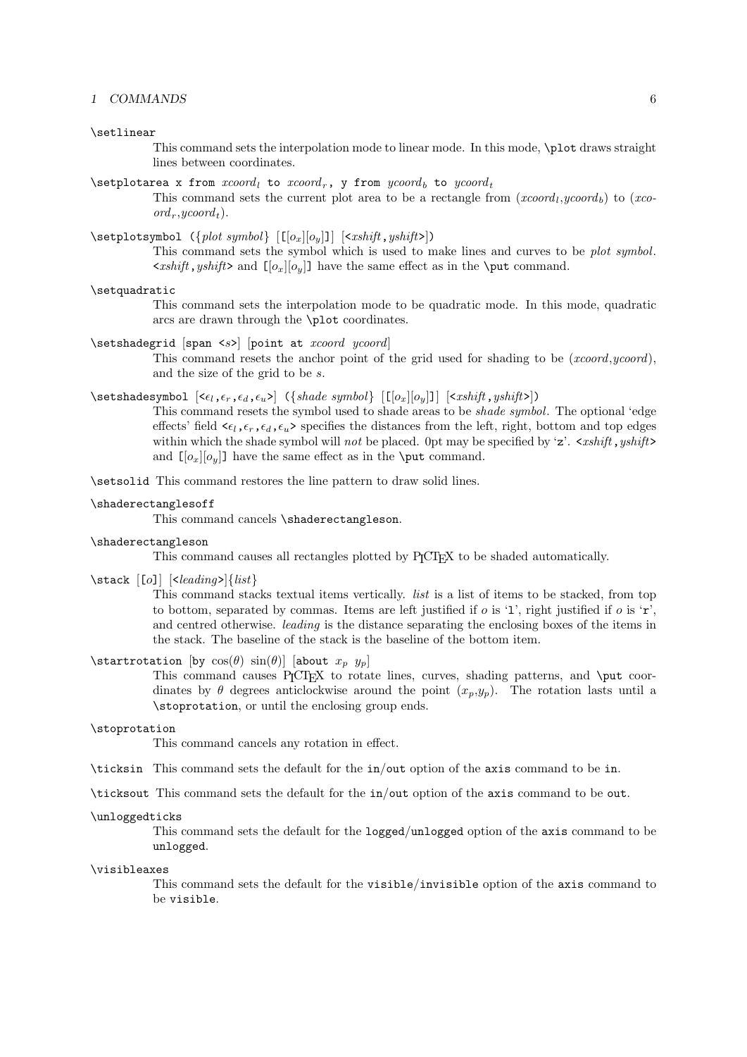`\setlinear`

This command sets the interpolation mode to linear mode. In this mode, `\plot` draws straight lines between coordinates.

`\setplotarea x from` $xcoord_l$ `to` $xcoord_r$`, y from` $ycoord_b$ `to` $ycoord_t$

This command sets the current plot area to be a rectangle from ($xcoord_l$,$ycoord_b$) to ($xcoord_r$,$ycoord_t$).

`\setplotsymbol ({`*plot symbol*`} [[`$o_x$`][`$o_y$`]] [<`*xshift*`,`*yshift*`>])`

This command sets the symbol which is used to make lines and curves to be *plot symbol*. `<`*xshift*`,`*yshift*`>` and `[`$[o_x][o_y]$`]` have the same effect as in the `\put` command.

`\setquadratic`

This command sets the interpolation mode to be quadratic mode. In this mode, quadratic arcs are drawn through the `\plot` coordinates.

`\setshadegrid [span <`*s*`>] [point at` *xcoord ycoord*`]`

This command resets the anchor point of the grid used for shading to be (*xcoord*,*ycoord*), and the size of the grid to be *s*.

`\setshadesymbol [<`$\epsilon_l$`,`$\epsilon_r$`,`$\epsilon_d$`,`$\epsilon_u$`>] ({`*shade symbol*`} [[`$o_x$`][`$o_y$`]] [<`*xshift*`,`*yshift*`>])`

This command resets the symbol used to shade areas to be *shade symbol*. The optional 'edge effects' field `<`$\epsilon_l,\epsilon_r,\epsilon_d,\epsilon_u$`>` specifies the distances from the left, right, bottom and top edges within which the shade symbol will *not* be placed. 0pt may be specified by '`z`'. `<`*xshift*`,`*yshift*`>` and `[`$[o_x][o_y]$`]` have the same effect as in the `\put` command.

`\setsolid` This command restores the line pattern to draw solid lines.

`\shaderectanglesoff`

This command cancels `\shaderectangleson`.

`\shaderectangleson`

This command causes all rectangles plotted by PICTEX to be shaded automatically.

`\stack [[`*o*`]] [<`*leading*`>]{`*list*`}`

This command stacks textual items vertically. *list* is a list of items to be stacked, from top to bottom, separated by commas. Items are left justified if *o* is '`l`', right justified if *o* is '`r`', and centred otherwise. *leading* is the distance separating the enclosing boxes of the items in the stack. The baseline of the stack is the baseline of the bottom item.

`\startrotation [by` $\cos(\theta)$ $\sin(\theta)$`] [about` $x_p$ $y_p$`]`

This command causes PICTEX to rotate lines, curves, shading patterns, and `\put` coordinates by $\theta$ degrees anticlockwise around the point ($x_p$,$y_p$). The rotation lasts until a `\stoprotation`, or until the enclosing group ends.

`\stoprotation`

This command cancels any rotation in effect.

`\ticksin` This command sets the default for the `in`/`out` option of the `axis` command to be `in`.

`\ticksout` This command sets the default for the `in`/`out` option of the `axis` command to be `out`.

`\unloggedticks`

This command sets the default for the `logged`/`unlogged` option of the `axis` command to be `unlogged`.

`\visibleaxes`

This command sets the default for the `visible`/`invisible` option of the `axis` command to be `visible`.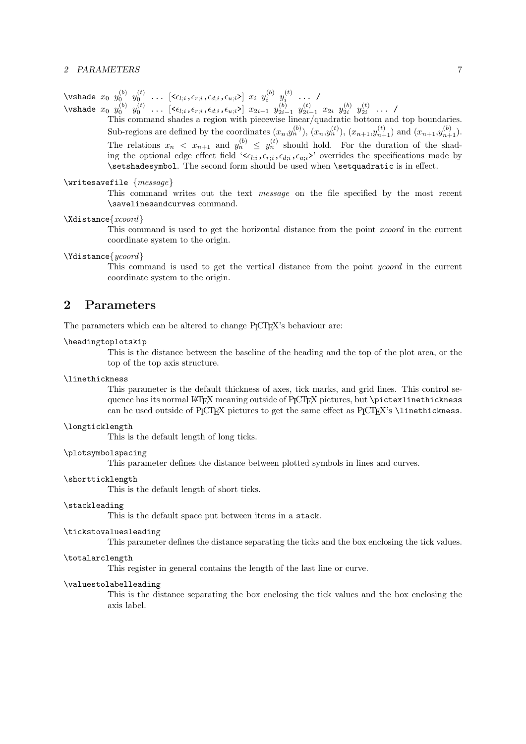`\vshade` $x_0$ $y_0^{(b)}$ $y_0^{(t)}$ ... [`<`$\epsilon_{l;i}$,$\epsilon_{r;i}$,$\epsilon_{d;i}$,$\epsilon_{u;i}$`>`] $x_i$ $y_i^{(b)}$ $y_i^{(t)}$ ... `/`

`\vshade` $x_0$ $y_0^{(b)}$ $y_0^{(t)}$ ... [`<`$\epsilon_{l;i}$,$\epsilon_{r;i}$,$\epsilon_{d;i}$,$\epsilon_{u;i}$`>`] $x_{2i-1}$ $y_{2i-1}^{(b)}$ $y_{2i-1}^{(t)}$ $x_{2i}$ $y_{2i}^{(b)}$ $y_{2i}^{(t)}$ ... `/`

This command shades a region with piecewise linear/quadratic bottom and top boundaries. Sub-regions are defined by the coordinates $(x_n,y_n^{(b)})$, $(x_n,y_n^{(t)})$, $(x_{n+1},y_{n+1}^{(t)})$ and $(x_{n+1},y_{n+1}^{(b)})$. The relations $x_n < x_{n+1}$ and $y_n^{(b)} \le y_n^{(t)}$ should hold. For the duration of the shading the optional edge effect field '`<`$\epsilon_{l;i}$,$\epsilon_{r;i}$,$\epsilon_{d;i}$,$\epsilon_{u;i}$`>`' overrides the specifications made by `\setshadesymbol`. The second form should be used when `\setquadratic` is in effect.

`\writesavefile` {*message*}

This command writes out the text *message* on the file specified by the most recent `\savelinesandcurves` command.

`\Xdistance`{*xcoord*}

This command is used to get the horizontal distance from the point *xcoord* in the current coordinate system to the origin.

`\Ydistance`{*ycoord*}

This command is used to get the vertical distance from the point *ycoord* in the current coordinate system to the origin.

## 2 Parameters

The parameters which can be altered to change PICTEX's behaviour are:

`\headingtoplotskip`

This is the distance between the baseline of the heading and the top of the plot area, or the top of the top axis structure.

`\linethickness`

This parameter is the default thickness of axes, tick marks, and grid lines. This control sequence has its normal LaTeX meaning outside of PICTEX pictures, but `\pictexlinethickness` can be used outside of PICTEX pictures to get the same effect as PICTEX's `\linethickness`.

`\longticklength`

This is the default length of long ticks.

`\plotsymbolspacing`

This parameter defines the distance between plotted symbols in lines and curves.

`\shortticklength`

This is the default length of short ticks.

`\stackleading`

This is the default space put between items in a `stack`.

`\tickstovaluesleading`

This parameter defines the distance separating the ticks and the box enclosing the tick values.

`\totalarclength`

This register in general contains the length of the last line or curve.

`\valuestolabelleading`

This is the distance separating the box enclosing the tick values and the box enclosing the axis label.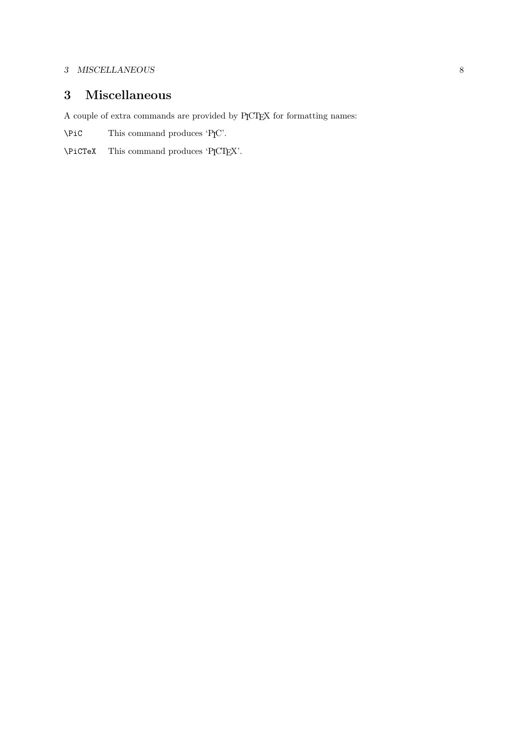# 3 Miscellaneous

A couple of extra commands are provided by PICTEX for formatting names:

`\PiC` This command produces 'PIC'.

`\PiCTeX` This command produces 'PICTEX'.